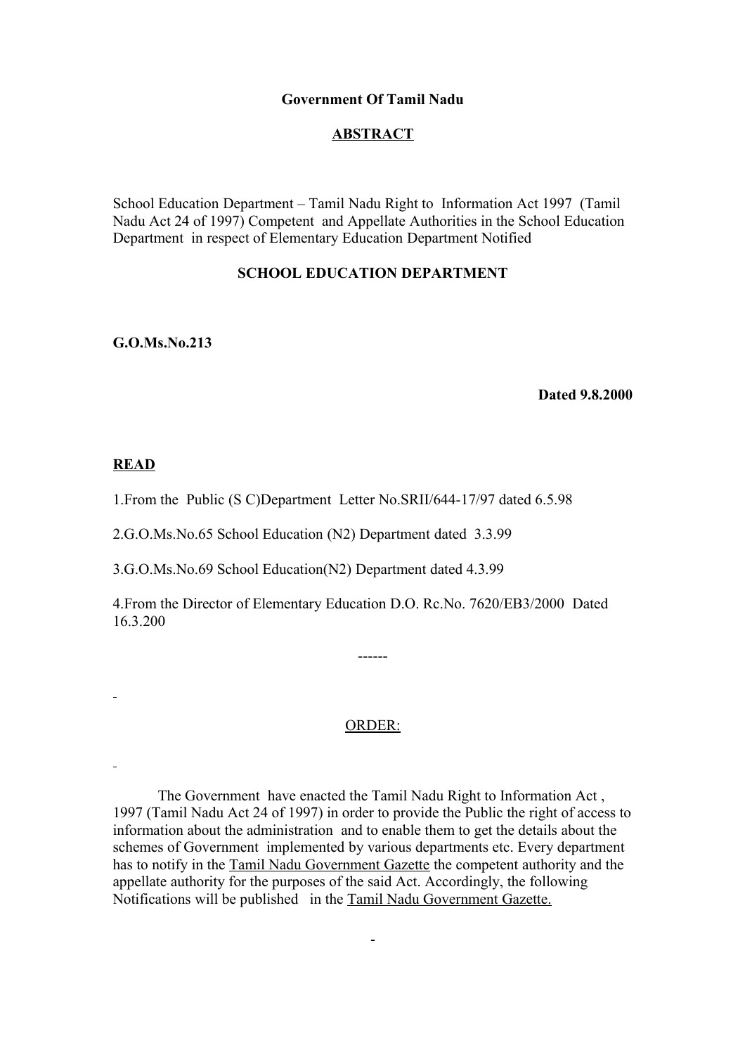**Government Of Tamil Nadu**

**ABSTRACT**

School Education Department – Tamil Nadu Right to Information Act 1997 (Tamil Nadu Act 24 of 1997) Competent and Appellate Authorities in the School Education Department in respect of Elementary Education Department Notified

**SCHOOL EDUCATION DEPARTMENT**

**G.O.Ms.No.213**

**Dated 9.8.2000**

**READ**

1.From the Public (S C)Department Letter No.SRII/644-17/97 dated 6.5.98

2.G.O.Ms.No.65 School Education (N2) Department dated 3.3.99

3.G.O.Ms.No.69 School Education(N2) Department dated 4.3.99

4.From the Director of Elementary Education D.O. Rc.No. 7620/EB3/2000 Dated 16.3.200

------

ORDER:

The Government have enacted the Tamil Nadu Right to Information Act , 1997 (Tamil Nadu Act 24 of 1997) in order to provide the Public the right of access to information about the administration and to enable them to get the details about the schemes of Government implemented by various departments etc. Every department has to notify in the Tamil Nadu Government Gazette the competent authority and the appellate authority for the purposes of the said Act. Accordingly, the following Notifications will be published in the Tamil Nadu Government Gazette.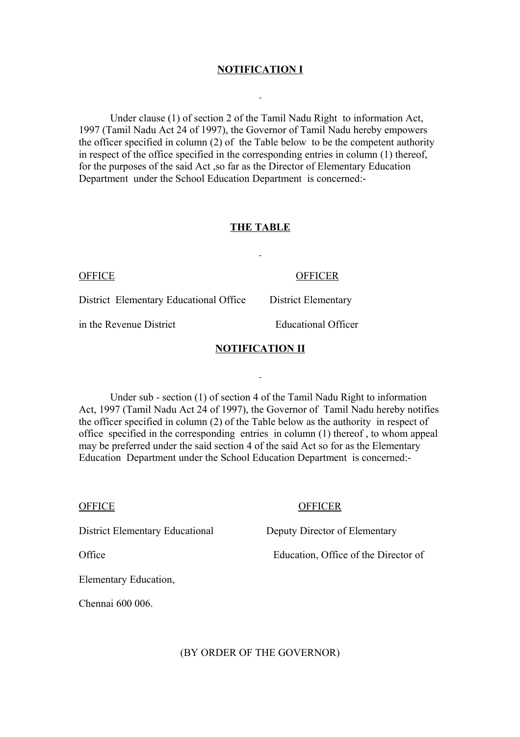**NOTIFICATION I**

Under clause (1) of section 2 of the Tamil Nadu Right to information Act, 1997 (Tamil Nadu Act 24 of 1997), the Governor of Tamil Nadu hereby empowers the officer specified in column (2) of the Table below to be the competent authority in respect of the office specified in the corresponding entries in column (1) thereof, for the purposes of the said Act ,so far as the Director of Elementary Education Department under the School Education Department is concerned:-

**THE TABLE**

| OFFICE | OFFICER |
|---|---|
| District Elementary Educational Office in the Revenue District | District Elementary Educational Officer |

**NOTIFICATION II**

Under sub - section (1) of section 4 of the Tamil Nadu Right to information Act, 1997 (Tamil Nadu Act 24 of 1997), the Governor of Tamil Nadu hereby notifies the officer specified in column (2) of the Table below as the authority in respect of office specified in the corresponding entries in column (1) thereof , to whom appeal may be preferred under the said section 4 of the said Act so for as the Elementary Education Department under the School Education Department is concerned:-

| OFFICE | OFFICER |
|---|---|
| District Elementary Educational Office | Deputy Director of Elementary Education, Office of the Director of Elementary Education, Chennai 600 006. |

(BY ORDER OF THE GOVERNOR)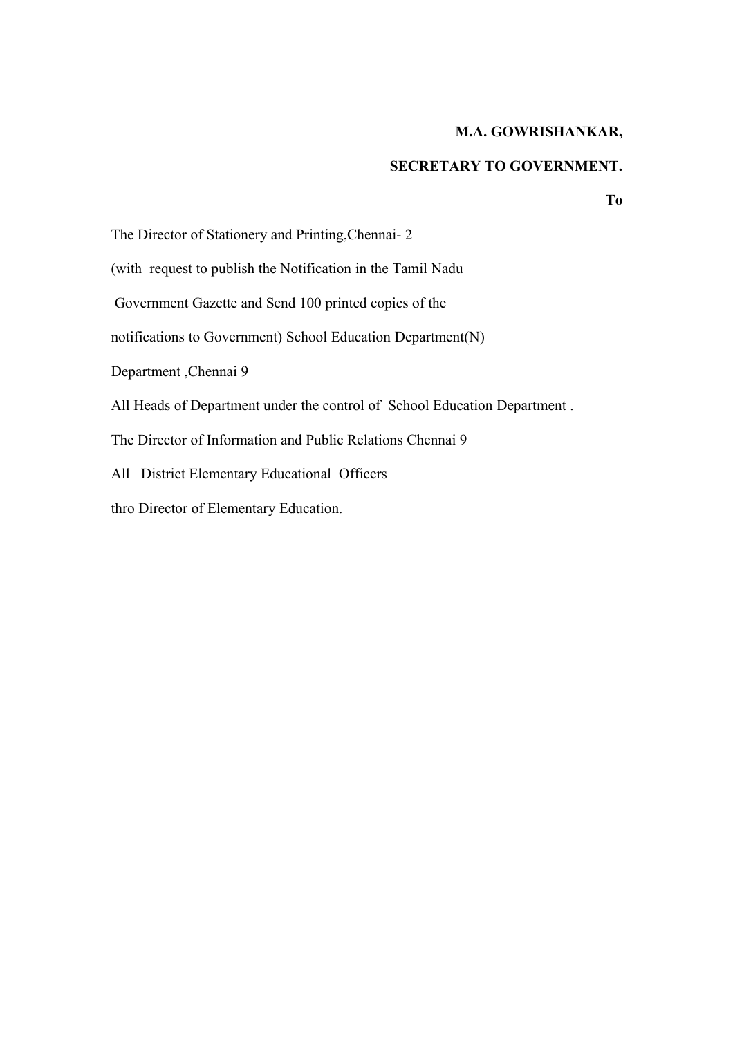**M.A. GOWRISHANKAR,**

**SECRETARY TO GOVERNMENT.**

**To**

The Director of Stationery and Printing,Chennai- 2

(with request to publish the Notification in the Tamil Nadu

Government Gazette and Send 100 printed copies of the

notifications to Government) School Education Department(N)

Department ,Chennai 9

All Heads of Department under the control of School Education Department .

The Director of Information and Public Relations Chennai 9

All District Elementary Educational Officers

thro Director of Elementary Education.